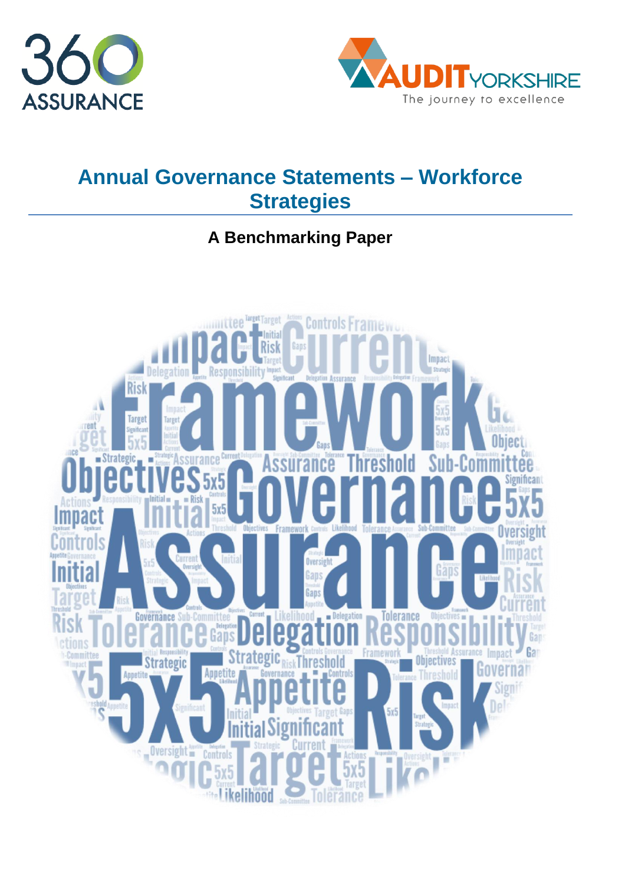# Annual Governance Statements – Workforce Strategies

## A Benchmarking Paper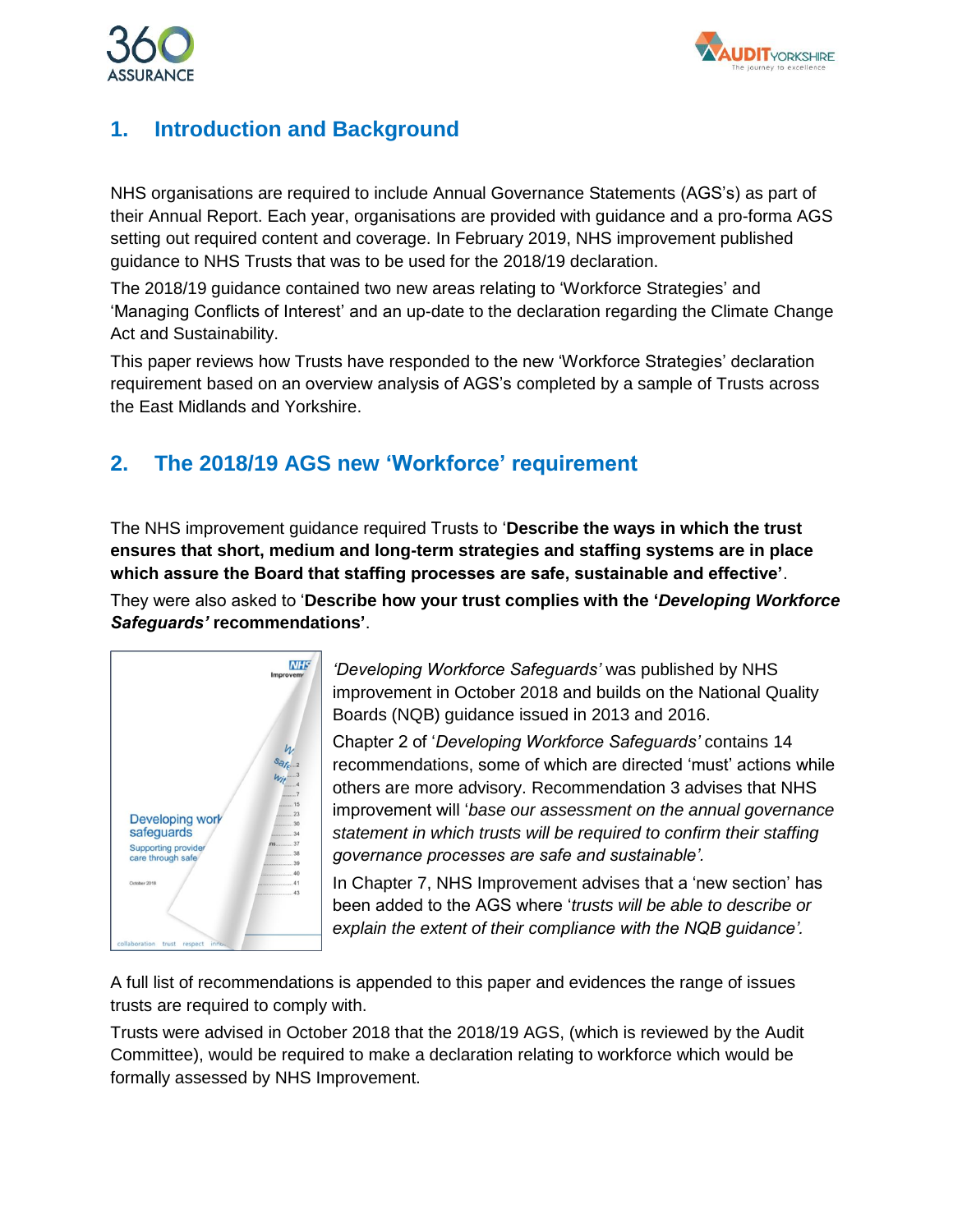## 1. Introduction and Background

NHS organisations are required to include Annual Governance Statements (AGS's) as part of their Annual Report. Each year, organisations are provided with guidance and a pro-forma AGS setting out required content and coverage. In February 2019, NHS improvement published guidance to NHS Trusts that was to be used for the 2018/19 declaration.

The 2018/19 guidance contained two new areas relating to 'Workforce Strategies' and 'Managing Conflicts of Interest' and an up-date to the declaration regarding the Climate Change Act and Sustainability.

This paper reviews how Trusts have responded to the new 'Workforce Strategies' declaration requirement based on an overview analysis of AGS's completed by a sample of Trusts across the East Midlands and Yorkshire.

## 2. The 2018/19 AGS new 'Workforce' requirement

The NHS improvement guidance required Trusts to '**Describe the ways in which the trust ensures that short, medium and long-term strategies and staffing systems are in place which assure the Board that staffing processes are safe, sustainable and effective'**.

They were also asked to '**Describe how your trust complies with the '*Developing Workforce Safeguards'* recommendations'**.

*'Developing Workforce Safeguards'* was published by NHS improvement in October 2018 and builds on the National Quality Boards (NQB) guidance issued in 2013 and 2016.

Chapter 2 of '*Developing Workforce Safeguards'* contains 14 recommendations, some of which are directed 'must' actions while others are more advisory. Recommendation 3 advises that NHS improvement will '*base our assessment on the annual governance statement in which trusts will be required to confirm their staffing governance processes are safe and sustainable'.*

In Chapter 7, NHS Improvement advises that a 'new section' has been added to the AGS where '*trusts will be able to describe or explain the extent of their compliance with the NQB guidance'.*

A full list of recommendations is appended to this paper and evidences the range of issues trusts are required to comply with.

Trusts were advised in October 2018 that the 2018/19 AGS, (which is reviewed by the Audit Committee), would be required to make a declaration relating to workforce which would be formally assessed by NHS Improvement.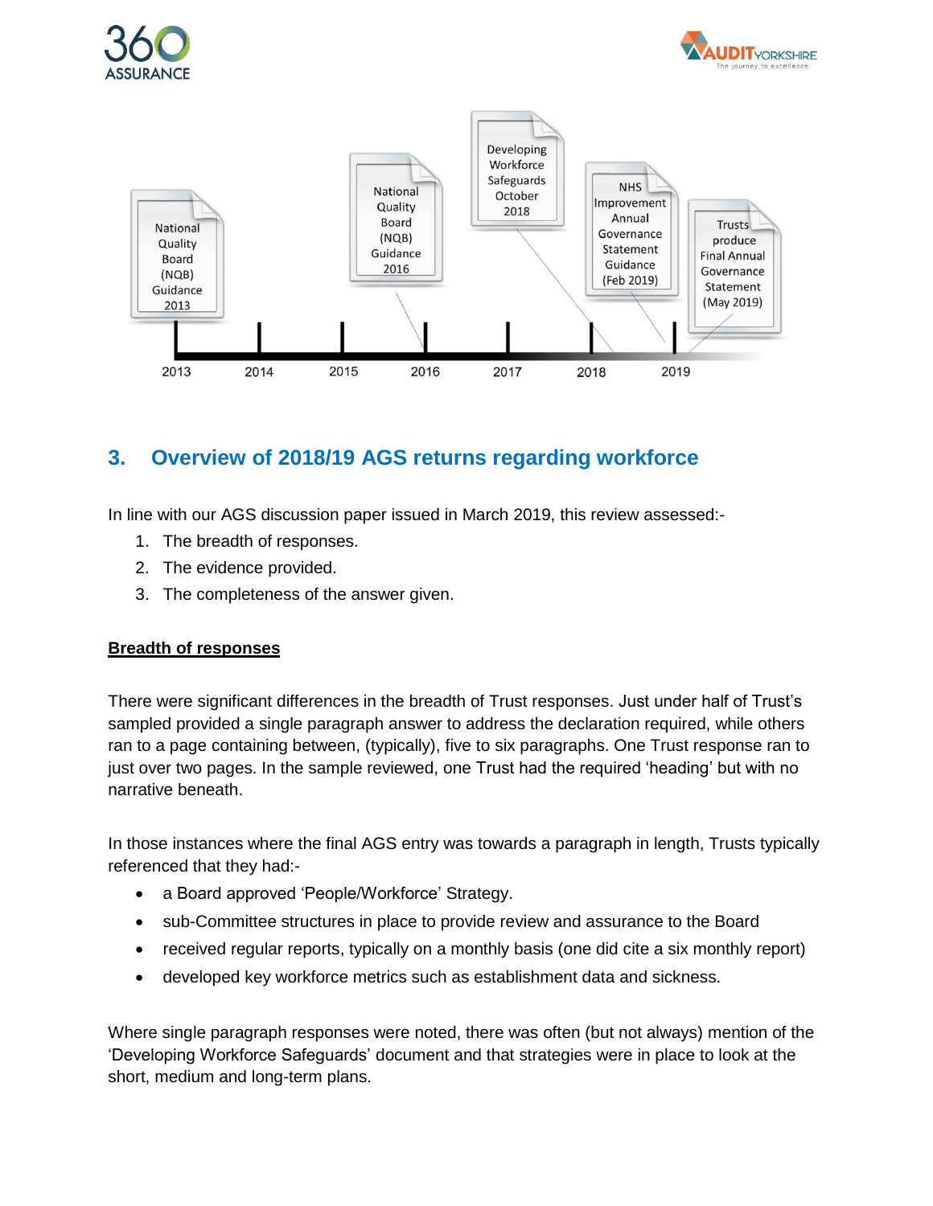National Quality Board (NQB) Guidance 2013

National Quality Board (NQB) Guidance 2016

Developing Workforce Safeguards October 2018

NHS Improvement Annual Governance Statement Guidance (Feb 2019)

Trusts produce Final Annual Governance Statement (May 2019)

2013 2014 2015 2016 2017 2018 2019

## 3. Overview of 2018/19 AGS returns regarding workforce

In line with our AGS discussion paper issued in March 2019, this review assessed:-

1. The breadth of responses.
2. The evidence provided.
3. The completeness of the answer given.

**Breadth of responses**

There were significant differences in the breadth of Trust responses. Just under half of Trust's sampled provided a single paragraph answer to address the declaration required, while others ran to a page containing between, (typically), five to six paragraphs. One Trust response ran to just over two pages. In the sample reviewed, one Trust had the required 'heading' but with no narrative beneath.

In those instances where the final AGS entry was towards a paragraph in length, Trusts typically referenced that they had:-

- a Board approved 'People/Workforce' Strategy.
- sub-Committee structures in place to provide review and assurance to the Board
- received regular reports, typically on a monthly basis (one did cite a six monthly report)
- developed key workforce metrics such as establishment data and sickness.

Where single paragraph responses were noted, there was often (but not always) mention of the 'Developing Workforce Safeguards' document and that strategies were in place to look at the short, medium and long-term plans.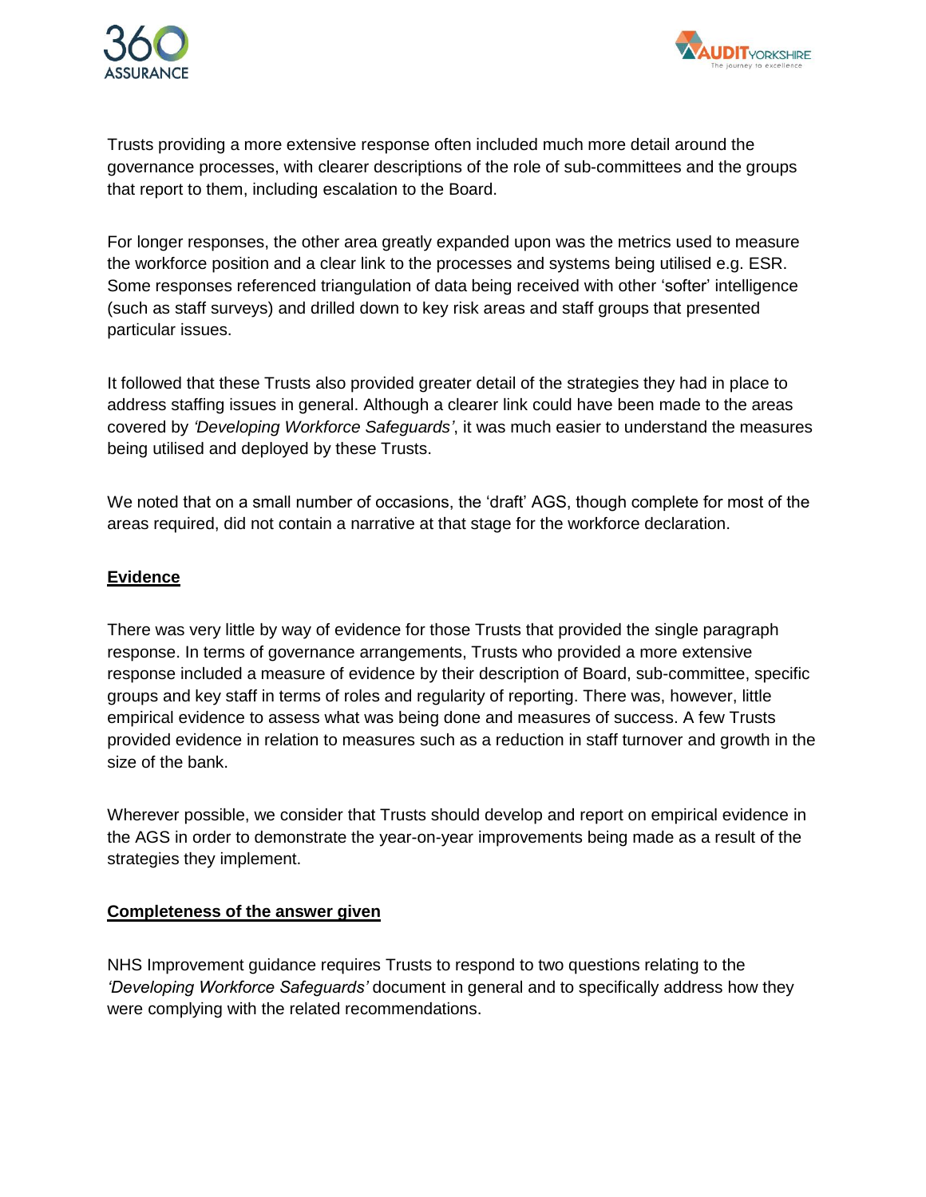Trusts providing a more extensive response often included much more detail around the governance processes, with clearer descriptions of the role of sub-committees and the groups that report to them, including escalation to the Board.

For longer responses, the other area greatly expanded upon was the metrics used to measure the workforce position and a clear link to the processes and systems being utilised e.g. ESR. Some responses referenced triangulation of data being received with other 'softer' intelligence (such as staff surveys) and drilled down to key risk areas and staff groups that presented particular issues.

It followed that these Trusts also provided greater detail of the strategies they had in place to address staffing issues in general. Although a clearer link could have been made to the areas covered by *'Developing Workforce Safeguards'*, it was much easier to understand the measures being utilised and deployed by these Trusts.

We noted that on a small number of occasions, the 'draft' AGS, though complete for most of the areas required, did not contain a narrative at that stage for the workforce declaration.

**Evidence**

There was very little by way of evidence for those Trusts that provided the single paragraph response. In terms of governance arrangements, Trusts who provided a more extensive response included a measure of evidence by their description of Board, sub-committee, specific groups and key staff in terms of roles and regularity of reporting. There was, however, little empirical evidence to assess what was being done and measures of success. A few Trusts provided evidence in relation to measures such as a reduction in staff turnover and growth in the size of the bank.

Wherever possible, we consider that Trusts should develop and report on empirical evidence in the AGS in order to demonstrate the year-on-year improvements being made as a result of the strategies they implement.

**Completeness of the answer given**

NHS Improvement guidance requires Trusts to respond to two questions relating to the *'Developing Workforce Safeguards'* document in general and to specifically address how they were complying with the related recommendations.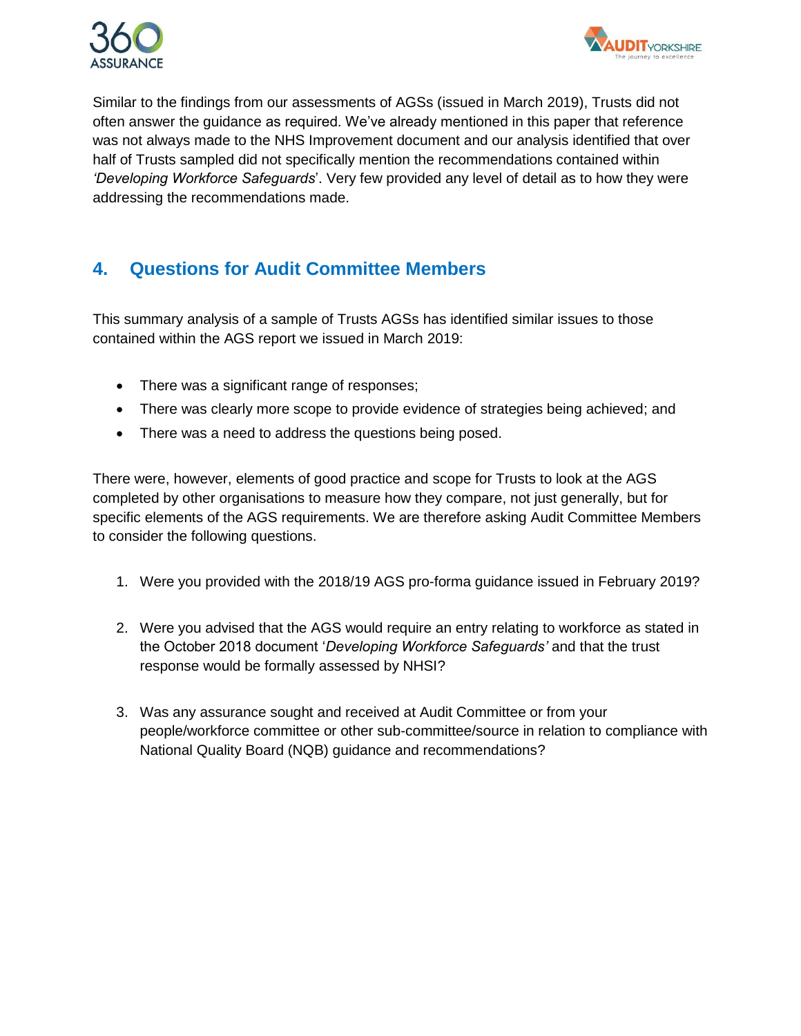Similar to the findings from our assessments of AGSs (issued in March 2019), Trusts did not often answer the guidance as required. We've already mentioned in this paper that reference was not always made to the NHS Improvement document and our analysis identified that over half of Trusts sampled did not specifically mention the recommendations contained within *'Developing Workforce Safeguards*'. Very few provided any level of detail as to how they were addressing the recommendations made.

## 4. Questions for Audit Committee Members

This summary analysis of a sample of Trusts AGSs has identified similar issues to those contained within the AGS report we issued in March 2019:

- There was a significant range of responses;
- There was clearly more scope to provide evidence of strategies being achieved; and
- There was a need to address the questions being posed.

There were, however, elements of good practice and scope for Trusts to look at the AGS completed by other organisations to measure how they compare, not just generally, but for specific elements of the AGS requirements. We are therefore asking Audit Committee Members to consider the following questions.

1. Were you provided with the 2018/19 AGS pro-forma guidance issued in February 2019?

2. Were you advised that the AGS would require an entry relating to workforce as stated in the October 2018 document '*Developing Workforce Safeguards'* and that the trust response would be formally assessed by NHSI?

3. Was any assurance sought and received at Audit Committee or from your people/workforce committee or other sub-committee/source in relation to compliance with National Quality Board (NQB) guidance and recommendations?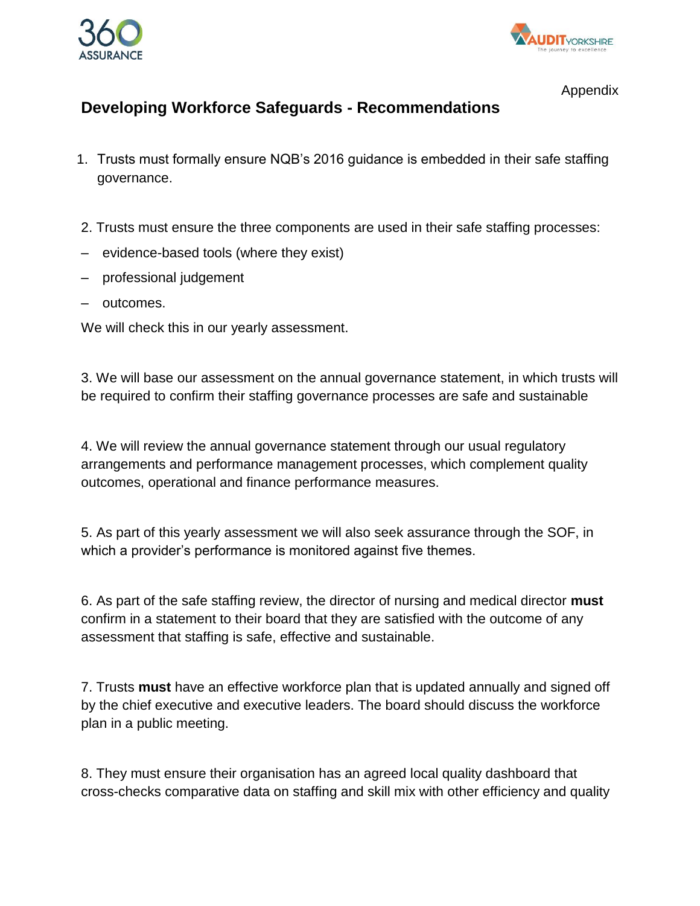Appendix

## Developing Workforce Safeguards - Recommendations

1. Trusts must formally ensure NQB's 2016 guidance is embedded in their safe staffing governance.

2. Trusts must ensure the three components are used in their safe staffing processes:

– evidence-based tools (where they exist)

– professional judgement

– outcomes.

We will check this in our yearly assessment.

3. We will base our assessment on the annual governance statement, in which trusts will be required to confirm their staffing governance processes are safe and sustainable

4. We will review the annual governance statement through our usual regulatory arrangements and performance management processes, which complement quality outcomes, operational and finance performance measures.

5. As part of this yearly assessment we will also seek assurance through the SOF, in which a provider's performance is monitored against five themes.

6. As part of the safe staffing review, the director of nursing and medical director **must** confirm in a statement to their board that they are satisfied with the outcome of any assessment that staffing is safe, effective and sustainable.

7. Trusts **must** have an effective workforce plan that is updated annually and signed off by the chief executive and executive leaders. The board should discuss the workforce plan in a public meeting.

8. They must ensure their organisation has an agreed local quality dashboard that cross-checks comparative data on staffing and skill mix with other efficiency and quality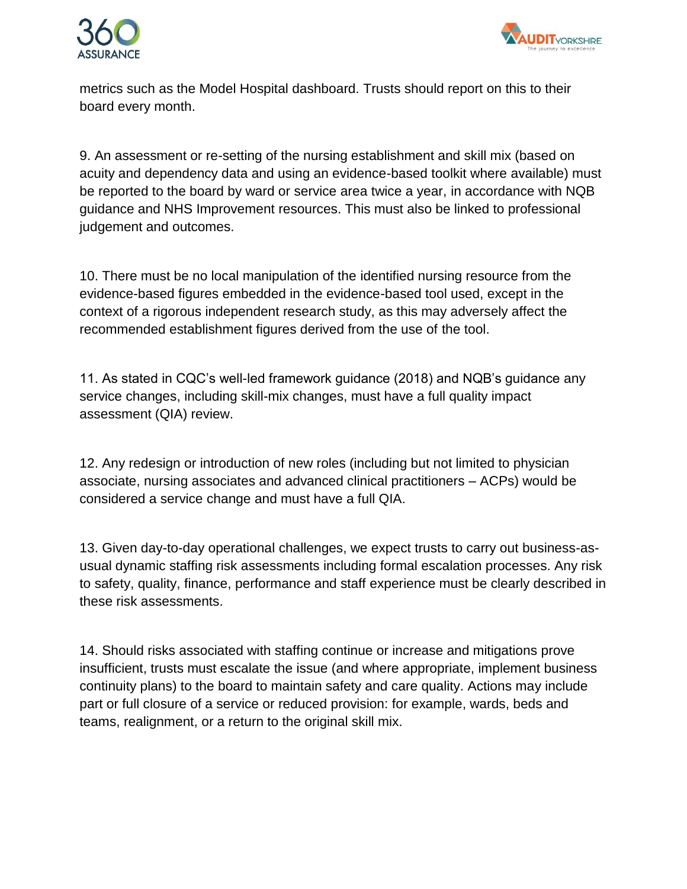metrics such as the Model Hospital dashboard. Trusts should report on this to their board every month.

9. An assessment or re-setting of the nursing establishment and skill mix (based on acuity and dependency data and using an evidence-based toolkit where available) must be reported to the board by ward or service area twice a year, in accordance with NQB guidance and NHS Improvement resources. This must also be linked to professional judgement and outcomes.

10. There must be no local manipulation of the identified nursing resource from the evidence-based figures embedded in the evidence-based tool used, except in the context of a rigorous independent research study, as this may adversely affect the recommended establishment figures derived from the use of the tool.

11. As stated in CQC's well-led framework guidance (2018) and NQB's guidance any service changes, including skill-mix changes, must have a full quality impact assessment (QIA) review.

12. Any redesign or introduction of new roles (including but not limited to physician associate, nursing associates and advanced clinical practitioners – ACPs) would be considered a service change and must have a full QIA.

13. Given day-to-day operational challenges, we expect trusts to carry out business-as-usual dynamic staffing risk assessments including formal escalation processes. Any risk to safety, quality, finance, performance and staff experience must be clearly described in these risk assessments.

14. Should risks associated with staffing continue or increase and mitigations prove insufficient, trusts must escalate the issue (and where appropriate, implement business continuity plans) to the board to maintain safety and care quality. Actions may include part or full closure of a service or reduced provision: for example, wards, beds and teams, realignment, or a return to the original skill mix.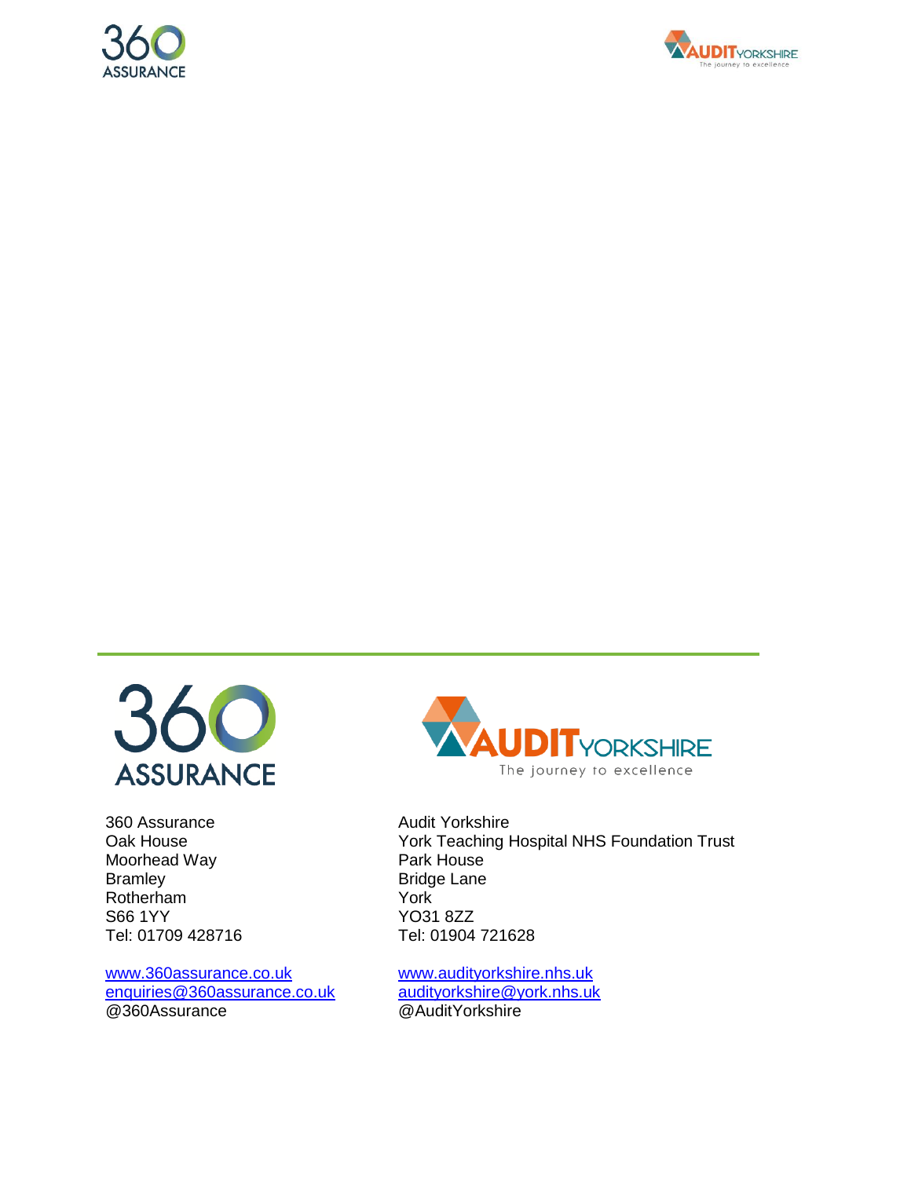360 Assurance
Oak House
Moorhead Way
Bramley
Rotherham
S66 1YY
Tel: 01709 428716

www.360assurance.co.uk
enquiries@360assurance.co.uk
@360Assurance

Audit Yorkshire
York Teaching Hospital NHS Foundation Trust
Park House
Bridge Lane
York
YO31 8ZZ
Tel: 01904 721628

www.audityorkshire.nhs.uk
audityorkshire@york.nhs.uk
@AuditYorkshire